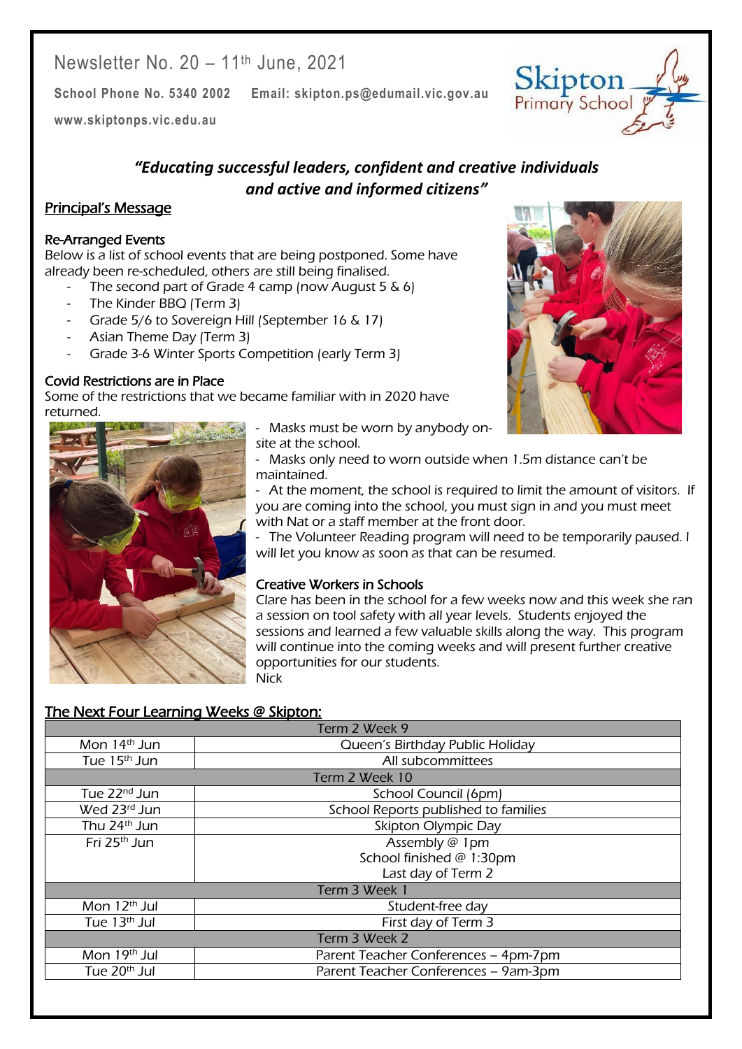Newsletter No. 20 – 11th June, 2021

**School Phone No. 5340 2002** **Email: skipton.ps@edumail.vic.gov.au**

**www.skiptonps.vic.edu.au**

Skipton Primary School

***"Educating successful leaders, confident and creative individuals and active and informed citizens"***

## Principal's Message

### Re-Arranged Events

Below is a list of school events that are being postponed. Some have already been re-scheduled, others are still being finalised.

- The second part of Grade 4 camp (now August 5 & 6)
- The Kinder BBQ (Term 3)
- Grade 5/6 to Sovereign Hill (September 16 & 17)
- Asian Theme Day (Term 3)
- Grade 3-6 Winter Sports Competition (early Term 3)

### Covid Restrictions are in Place

Some of the restrictions that we became familiar with in 2020 have returned.

- Masks must be worn by anybody on-site at the school.
- Masks only need to worn outside when 1.5m distance can't be maintained.
- At the moment, the school is required to limit the amount of visitors. If you are coming into the school, you must sign in and you must meet with Nat or a staff member at the front door.
- The Volunteer Reading program will need to be temporarily paused. I will let you know as soon as that can be resumed.

### Creative Workers in Schools

Clare has been in the school for a few weeks now and this week she ran a session on tool safety with all year levels. Students enjoyed the sessions and learned a few valuable skills along the way. This program will continue into the coming weeks and will present further creative opportunities for our students.

Nick

## The Next Four Learning Weeks @ Skipton:

| Term 2 Week 9 | |
|---|---|
| Mon 14th Jun | Queen's Birthday Public Holiday |
| Tue 15th Jun | All subcommittees |
| **Term 2 Week 10** | |
| Tue 22nd Jun | School Council (6pm) |
| Wed 23rd Jun | School Reports published to families |
| Thu 24th Jun | Skipton Olympic Day |
| Fri 25th Jun | Assembly @ 1pm<br>School finished @ 1:30pm<br>Last day of Term 2 |
| **Term 3 Week 1** | |
| Mon 12th Jul | Student-free day |
| Tue 13th Jul | First day of Term 3 |
| **Term 3 Week 2** | |
| Mon 19th Jul | Parent Teacher Conferences – 4pm-7pm |
| Tue 20th Jul | Parent Teacher Conferences – 9am-3pm |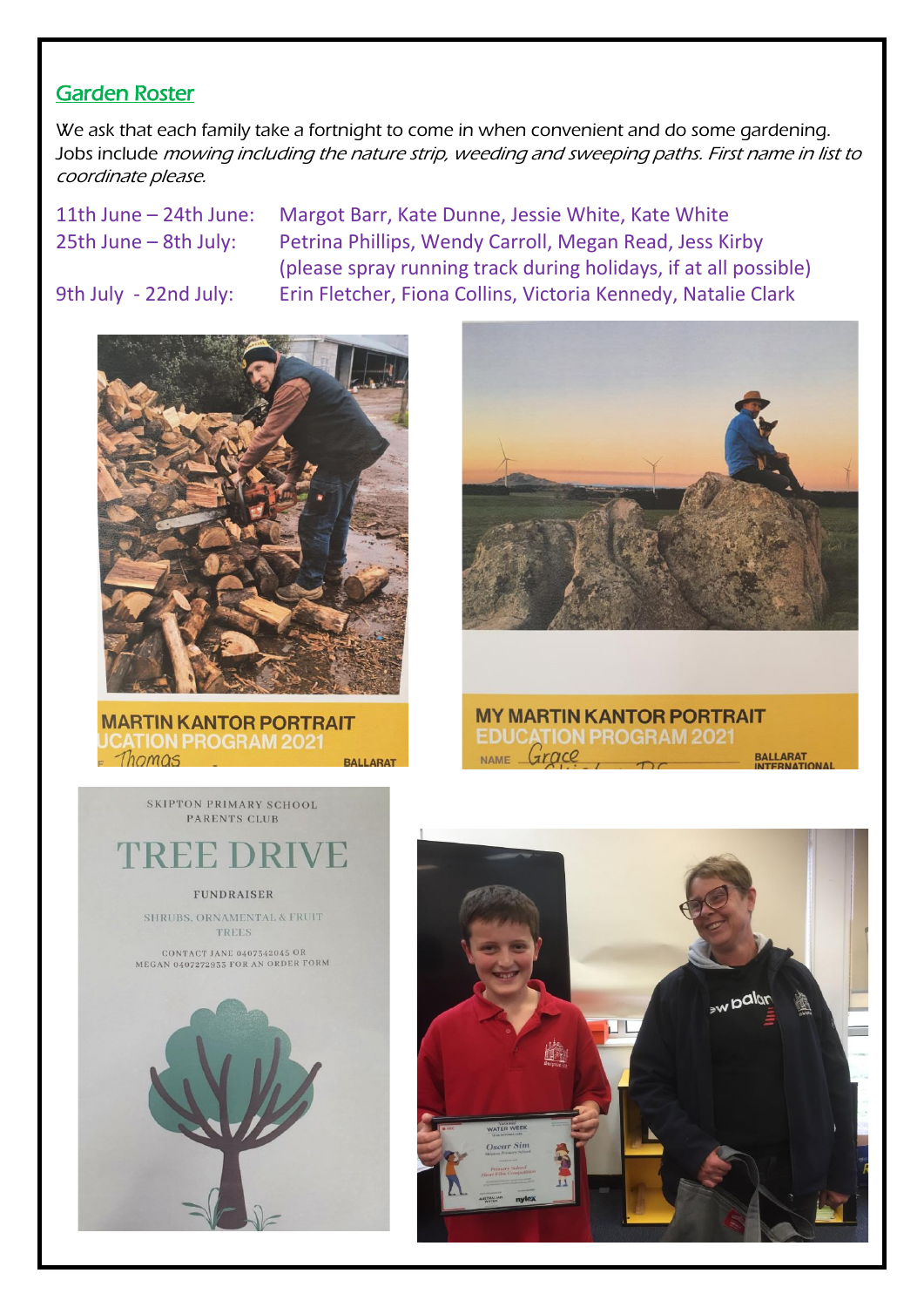## Garden Roster

We ask that each family take a fortnight to come in when convenient and do some gardening. Jobs include *mowing including the nature strip, weeding and sweeping paths. First name in list to coordinate please.*

| | |
|---|---|
| 11th June – 24th June: | Margot Barr, Kate Dunne, Jessie White, Kate White |
| 25th June – 8th July: | Petrina Phillips, Wendy Carroll, Megan Read, Jess Kirby (please spray running track during holidays, if at all possible) |
| 9th July - 22nd July: | Erin Fletcher, Fiona Collins, Victoria Kennedy, Natalie Clark |

MARTIN KANTOR PORTRAIT EDUCATION PROGRAM 2021

MY MARTIN KANTOR PORTRAIT EDUCATION PROGRAM 2021

SKIPTON PRIMARY SCHOOL PARENTS CLUB

TREE DRIVE

FUNDRAISER

SHRUBS, ORNAMENTAL & FRUIT TREES

CONTACT JANE 0407342045 OR MEGAN 0407272933 FOR AN ORDER FORM